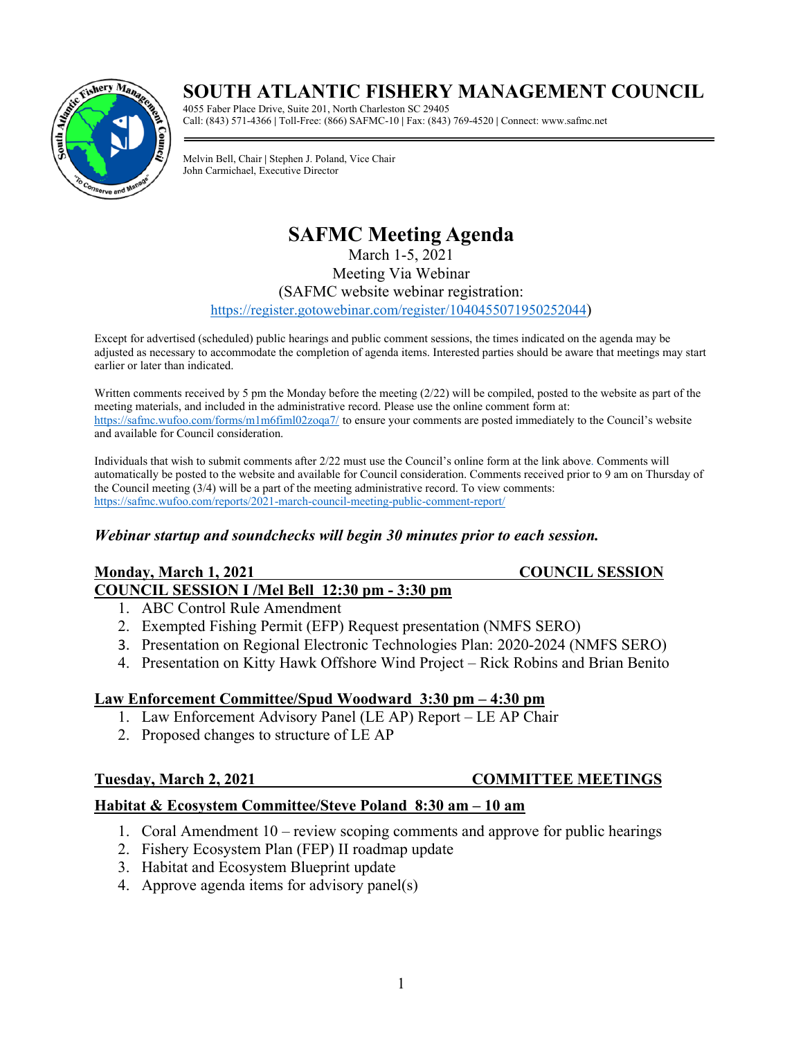# SOUTH ATLANTIC FISHERY MANAGEMENT COUNCIL

4055 Faber Place Drive, Suite 201, North Charleston SC 29405
Call: (843) 571-4366 | Toll-Free: (866) SAFMC-10 | Fax: (843) 769-4520 | Connect: www.safmc.net

Melvin Bell, Chair | Stephen J. Poland, Vice Chair
John Carmichael, Executive Director

## SAFMC Meeting Agenda

March 1-5, 2021
Meeting Via Webinar
(SAFMC website webinar registration:
https://register.gotowebinar.com/register/1040455071950252044)

Except for advertised (scheduled) public hearings and public comment sessions, the times indicated on the agenda may be adjusted as necessary to accommodate the completion of agenda items. Interested parties should be aware that meetings may start earlier or later than indicated.

Written comments received by 5 pm the Monday before the meeting (2/22) will be compiled, posted to the website as part of the meeting materials, and included in the administrative record. Please use the online comment form at: https://safmc.wufoo.com/forms/m1m6fiml02zoqa7/ to ensure your comments are posted immediately to the Council's website and available for Council consideration.

Individuals that wish to submit comments after 2/22 must use the Council's online form at the link above. Comments will automatically be posted to the website and available for Council consideration. Comments received prior to 9 am on Thursday of the Council meeting (3/4) will be a part of the meeting administrative record. To view comments: https://safmc.wufoo.com/reports/2021-march-council-meeting-public-comment-report/

***Webinar startup and soundchecks will begin 30 minutes prior to each session.***

### Monday, March 1, 2021 — COUNCIL SESSION

**COUNCIL SESSION I /Mel Bell 12:30 pm - 3:30 pm**

1. ABC Control Rule Amendment
2. Exempted Fishing Permit (EFP) Request presentation (NMFS SERO)
3. Presentation on Regional Electronic Technologies Plan: 2020-2024 (NMFS SERO)
4. Presentation on Kitty Hawk Offshore Wind Project – Rick Robins and Brian Benito

**Law Enforcement Committee/Spud Woodward 3:30 pm – 4:30 pm**

1. Law Enforcement Advisory Panel (LE AP) Report – LE AP Chair
2. Proposed changes to structure of LE AP

### Tuesday, March 2, 2021 — COMMITTEE MEETINGS

**Habitat & Ecosystem Committee/Steve Poland 8:30 am – 10 am**

1. Coral Amendment 10 – review scoping comments and approve for public hearings
2. Fishery Ecosystem Plan (FEP) II roadmap update
3. Habitat and Ecosystem Blueprint update
4. Approve agenda items for advisory panel(s)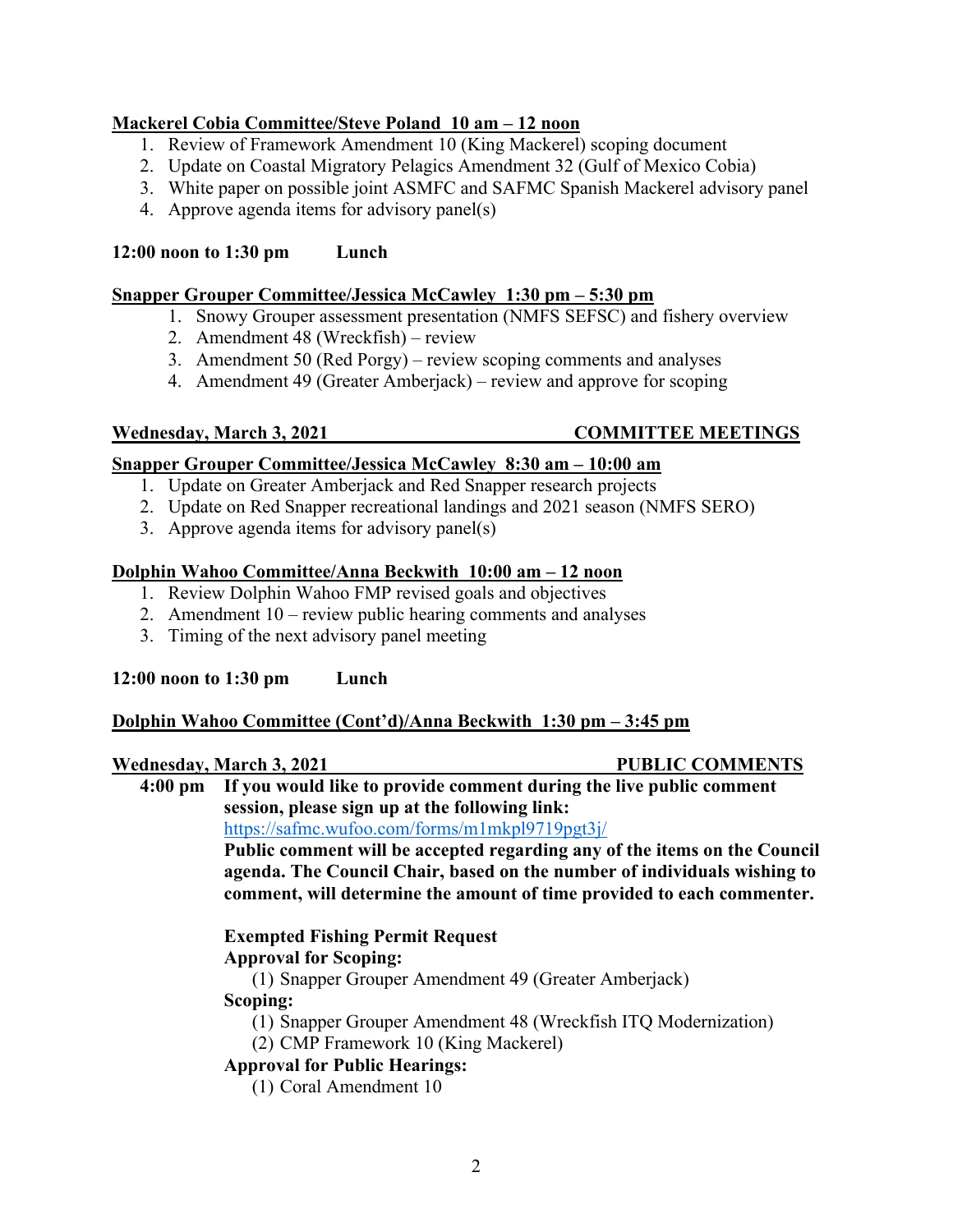**Mackerel Cobia Committee/Steve Poland 10 am – 12 noon**

1. Review of Framework Amendment 10 (King Mackerel) scoping document
2. Update on Coastal Migratory Pelagics Amendment 32 (Gulf of Mexico Cobia)
3. White paper on possible joint ASMFC and SAFMC Spanish Mackerel advisory panel
4. Approve agenda items for advisory panel(s)

**12:00 noon to 1:30 pm Lunch**

**Snapper Grouper Committee/Jessica McCawley 1:30 pm – 5:30 pm**

1. Snowy Grouper assessment presentation (NMFS SEFSC) and fishery overview
2. Amendment 48 (Wreckfish) – review
3. Amendment 50 (Red Porgy) – review scoping comments and analyses
4. Amendment 49 (Greater Amberjack) – review and approve for scoping

**Wednesday, March 3, 2021 COMMITTEE MEETINGS**

**Snapper Grouper Committee/Jessica McCawley 8:30 am – 10:00 am**

1. Update on Greater Amberjack and Red Snapper research projects
2. Update on Red Snapper recreational landings and 2021 season (NMFS SERO)
3. Approve agenda items for advisory panel(s)

**Dolphin Wahoo Committee/Anna Beckwith 10:00 am – 12 noon**

1. Review Dolphin Wahoo FMP revised goals and objectives
2. Amendment 10 – review public hearing comments and analyses
3. Timing of the next advisory panel meeting

**12:00 noon to 1:30 pm Lunch**

**Dolphin Wahoo Committee (Cont'd)/Anna Beckwith 1:30 pm – 3:45 pm**

**Wednesday, March 3, 2021 PUBLIC COMMENTS**

**4:00 pm If you would like to provide comment during the live public comment session, please sign up at the following link:**
https://safmc.wufoo.com/forms/m1mkpl9719pgt3j/
**Public comment will be accepted regarding any of the items on the Council agenda. The Council Chair, based on the number of individuals wishing to comment, will determine the amount of time provided to each commenter.**

**Exempted Fishing Permit Request**

**Approval for Scoping:**

(1) Snapper Grouper Amendment 49 (Greater Amberjack)

**Scoping:**

(1) Snapper Grouper Amendment 48 (Wreckfish ITQ Modernization)
(2) CMP Framework 10 (King Mackerel)

**Approval for Public Hearings:**

(1) Coral Amendment 10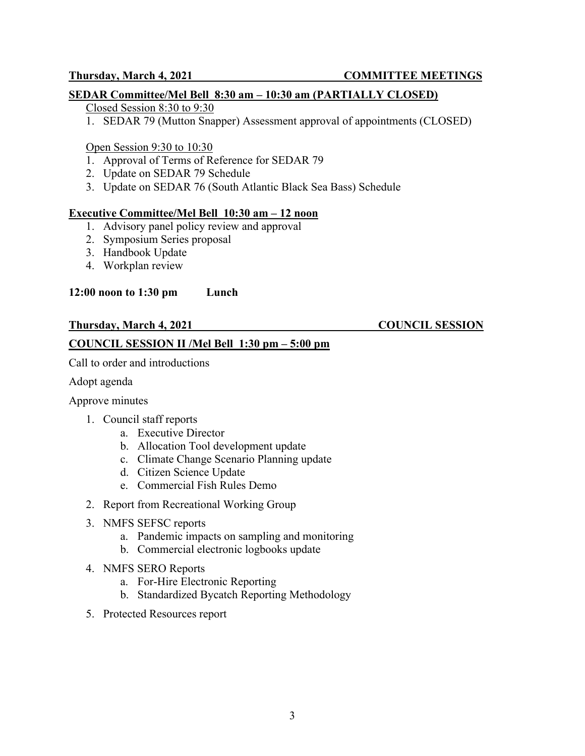**Thursday, March 4, 2021 — COMMITTEE MEETINGS**

**SEDAR Committee/Mel Bell 8:30 am – 10:30 am (PARTIALLY CLOSED)**

Closed Session 8:30 to 9:30

1. SEDAR 79 (Mutton Snapper) Assessment approval of appointments (CLOSED)

Open Session 9:30 to 10:30

1. Approval of Terms of Reference for SEDAR 79
2. Update on SEDAR 79 Schedule
3. Update on SEDAR 76 (South Atlantic Black Sea Bass) Schedule

**Executive Committee/Mel Bell 10:30 am – 12 noon**

1. Advisory panel policy review and approval
2. Symposium Series proposal
3. Handbook Update
4. Workplan review

**12:00 noon to 1:30 pm Lunch**

**Thursday, March 4, 2021 — COUNCIL SESSION**

**COUNCIL SESSION II /Mel Bell 1:30 pm – 5:00 pm**

Call to order and introductions

Adopt agenda

Approve minutes

1. Council staff reports
   a. Executive Director
   b. Allocation Tool development update
   c. Climate Change Scenario Planning update
   d. Citizen Science Update
   e. Commercial Fish Rules Demo
2. Report from Recreational Working Group
3. NMFS SEFSC reports
   a. Pandemic impacts on sampling and monitoring
   b. Commercial electronic logbooks update
4. NMFS SERO Reports
   a. For-Hire Electronic Reporting
   b. Standardized Bycatch Reporting Methodology
5. Protected Resources report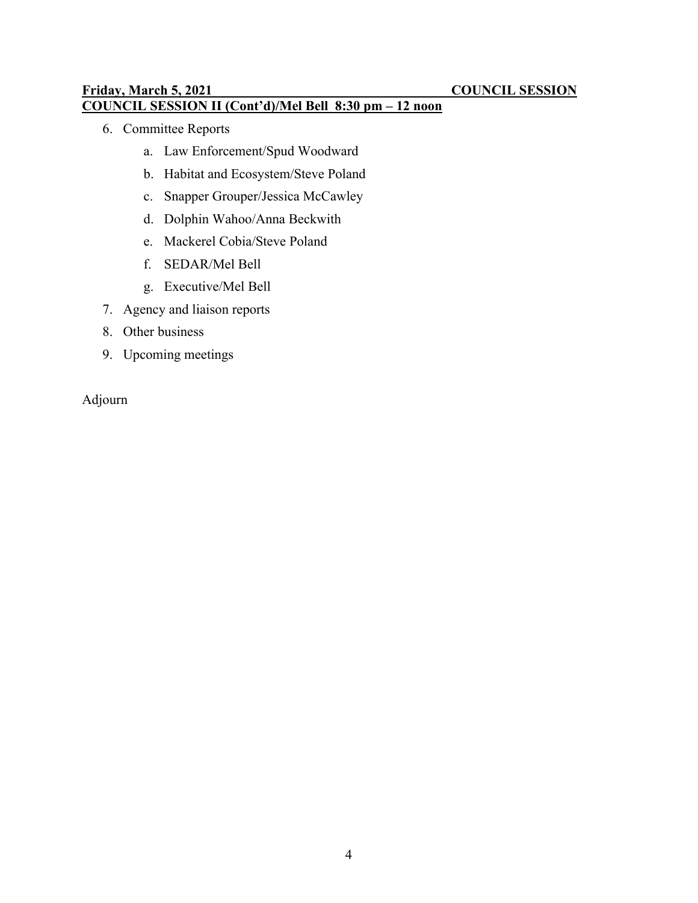**Friday, March 5, 2021** **COUNCIL SESSION**

**COUNCIL SESSION II (Cont'd)/Mel Bell 8:30 pm – 12 noon**

6. Committee Reports
   a. Law Enforcement/Spud Woodward
   b. Habitat and Ecosystem/Steve Poland
   c. Snapper Grouper/Jessica McCawley
   d. Dolphin Wahoo/Anna Beckwith
   e. Mackerel Cobia/Steve Poland
   f. SEDAR/Mel Bell
   g. Executive/Mel Bell
7. Agency and liaison reports
8. Other business
9. Upcoming meetings

Adjourn